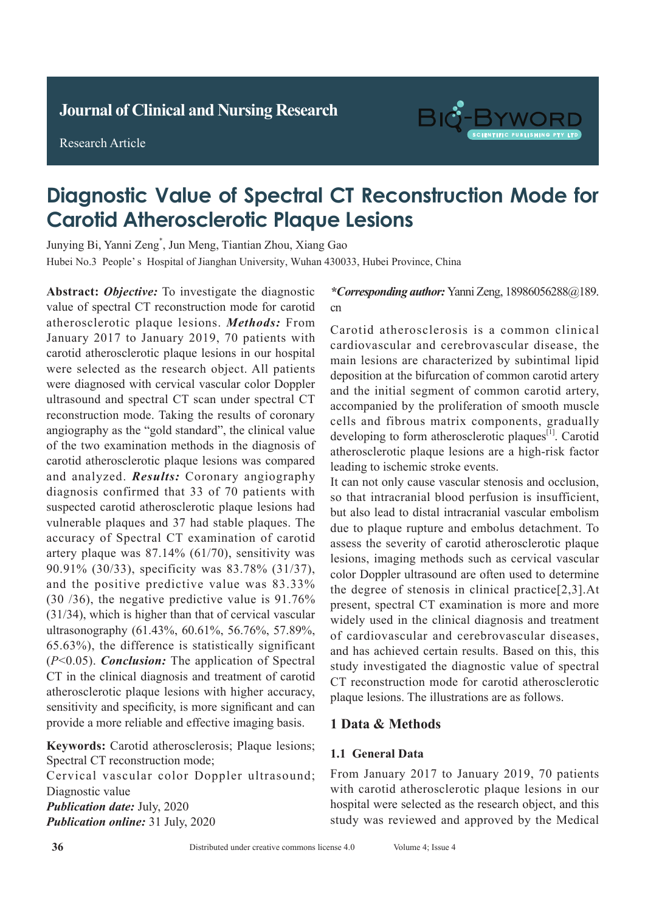# Diagnostic Value of Spectral CT Reconstruction Mode for Carotid Atherosclerotic Plaque Lesions

Junying Bi, Yanni Zeng*, Jun Meng, Tiantian Zhou, Xiang Gao

Hubei No.3 People's Hospital of Jianghan University, Wuhan 430033, Hubei Province, China

**Abstract:** ***Objective:*** To investigate the diagnostic value of spectral CT reconstruction mode for carotid atherosclerotic plaque lesions. ***Methods:*** From January 2017 to January 2019, 70 patients with carotid atherosclerotic plaque lesions in our hospital were selected as the research object. All patients were diagnosed with cervical vascular color Doppler ultrasound and spectral CT scan under spectral CT reconstruction mode. Taking the results of coronary angiography as the "gold standard", the clinical value of the two examination methods in the diagnosis of carotid atherosclerotic plaque lesions was compared and analyzed. ***Results:*** Coronary angiography diagnosis confirmed that 33 of 70 patients with suspected carotid atherosclerotic plaque lesions had vulnerable plaques and 37 had stable plaques. The accuracy of Spectral CT examination of carotid artery plaque was 87.14% (61/70), sensitivity was 90.91% (30/33), specificity was 83.78% (31/37), and the positive predictive value was 83.33% (30 /36), the negative predictive value is 91.76% (31/34), which is higher than that of cervical vascular ultrasonography (61.43%, 60.61%, 56.76%, 57.89%, 65.63%), the difference is statistically significant ($P<0.05$). ***Conclusion:*** The application of Spectral CT in the clinical diagnosis and treatment of carotid atherosclerotic plaque lesions with higher accuracy, sensitivity and specificity, is more significant and can provide a more reliable and effective imaging basis.

**Keywords:** Carotid atherosclerosis; Plaque lesions; Spectral CT reconstruction mode; Cervical vascular color Doppler ultrasound; Diagnostic value

***Publication date:*** July, 2020

***Publication online:*** 31 July, 2020

***\*Corresponding author:*** Yanni Zeng, 18986056288@189.cn

Carotid atherosclerosis is a common clinical cardiovascular and cerebrovascular disease, the main lesions are characterized by subintimal lipid deposition at the bifurcation of common carotid artery and the initial segment of common carotid artery, accompanied by the proliferation of smooth muscle cells and fibrous matrix components, gradually developing to form atherosclerotic plaques[1]. Carotid atherosclerotic plaque lesions are a high-risk factor leading to ischemic stroke events.

It can not only cause vascular stenosis and occlusion, so that intracranial blood perfusion is insufficient, but also lead to distal intracranial vascular embolism due to plaque rupture and embolus detachment. To assess the severity of carotid atherosclerotic plaque lesions, imaging methods such as cervical vascular color Doppler ultrasound are often used to determine the degree of stenosis in clinical practice[2,3].At present, spectral CT examination is more and more widely used in the clinical diagnosis and treatment of cardiovascular and cerebrovascular diseases, and has achieved certain results. Based on this, this study investigated the diagnostic value of spectral CT reconstruction mode for carotid atherosclerotic plaque lesions. The illustrations are as follows.

## 1 Data & Methods

### 1.1 General Data

From January 2017 to January 2019, 70 patients with carotid atherosclerotic plaque lesions in our hospital were selected as the research object, and this study was reviewed and approved by the Medical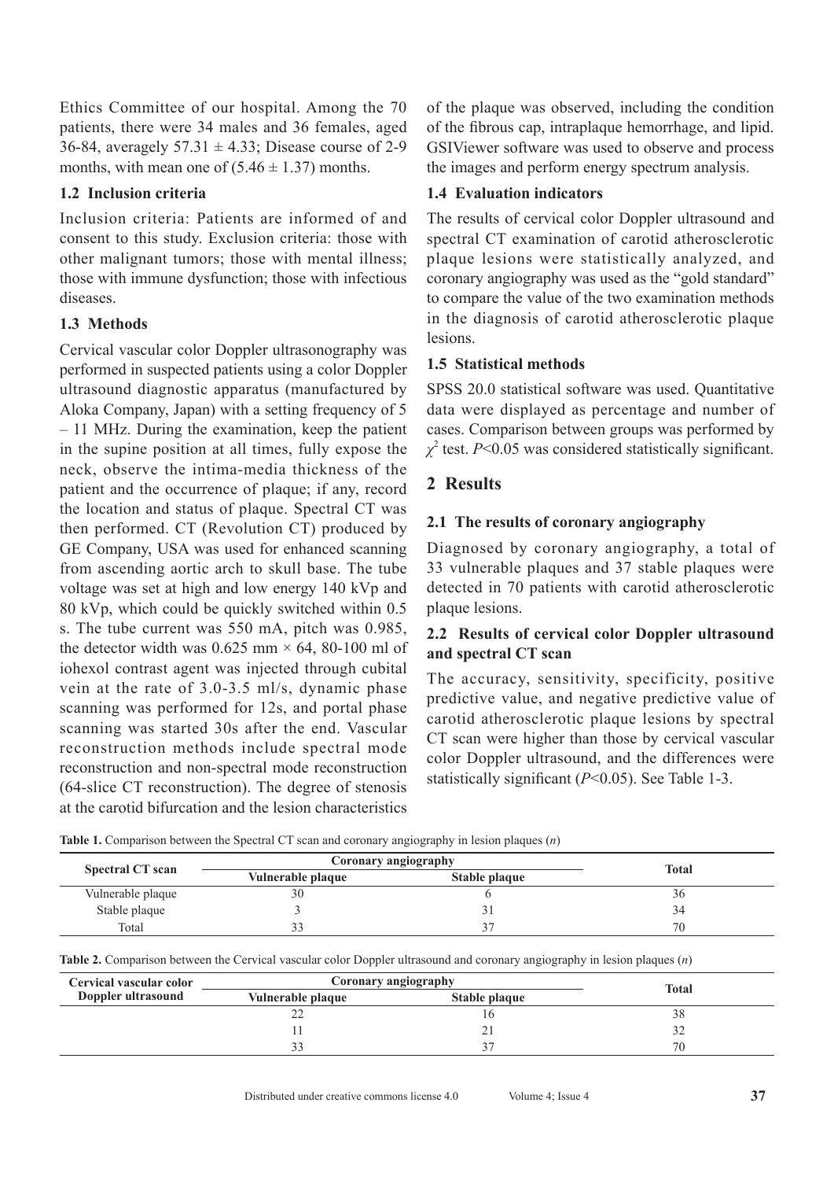Ethics Committee of our hospital. Among the 70 patients, there were 34 males and 36 females, aged 36-84, averagely 57.31 ± 4.33; Disease course of 2-9 months, with mean one of (5.46 ± 1.37) months.

### 1.2 Inclusion criteria

Inclusion criteria: Patients are informed of and consent to this study. Exclusion criteria: those with other malignant tumors; those with mental illness; those with immune dysfunction; those with infectious diseases.

### 1.3 Methods

Cervical vascular color Doppler ultrasonography was performed in suspected patients using a color Doppler ultrasound diagnostic apparatus (manufactured by Aloka Company, Japan) with a setting frequency of 5 – 11 MHz. During the examination, keep the patient in the supine position at all times, fully expose the neck, observe the intima-media thickness of the patient and the occurrence of plaque; if any, record the location and status of plaque. Spectral CT was then performed. CT (Revolution CT) produced by GE Company, USA was used for enhanced scanning from ascending aortic arch to skull base. The tube voltage was set at high and low energy 140 kVp and 80 kVp, which could be quickly switched within 0.5 s. The tube current was 550 mA, pitch was 0.985, the detector width was 0.625 mm × 64, 80-100 ml of iohexol contrast agent was injected through cubital vein at the rate of 3.0-3.5 ml/s, dynamic phase scanning was performed for 12s, and portal phase scanning was started 30s after the end. Vascular reconstruction methods include spectral mode reconstruction and non-spectral mode reconstruction (64-slice CT reconstruction). The degree of stenosis at the carotid bifurcation and the lesion characteristics of the plaque was observed, including the condition of the fibrous cap, intraplaque hemorrhage, and lipid. GSIViewer software was used to observe and process the images and perform energy spectrum analysis.

### 1.4 Evaluation indicators

The results of cervical color Doppler ultrasound and spectral CT examination of carotid atherosclerotic plaque lesions were statistically analyzed, and coronary angiography was used as the "gold standard" to compare the value of the two examination methods in the diagnosis of carotid atherosclerotic plaque lesions.

### 1.5 Statistical methods

SPSS 20.0 statistical software was used. Quantitative data were displayed as percentage and number of cases. Comparison between groups was performed by $\chi^2$ test. $P<0.05$ was considered statistically significant.

## 2 Results

### 2.1 The results of coronary angiography

Diagnosed by coronary angiography, a total of 33 vulnerable plaques and 37 stable plaques were detected in 70 patients with carotid atherosclerotic plaque lesions.

### 2.2 Results of cervical color Doppler ultrasound and spectral CT scan

The accuracy, sensitivity, specificity, positive predictive value, and negative predictive value of carotid atherosclerotic plaque lesions by spectral CT scan were higher than those by cervical vascular color Doppler ultrasound, and the differences were statistically significant ($P<0.05$). See Table 1-3.

**Table 1.** Comparison between the Spectral CT scan and coronary angiography in lesion plaques (*n*)

| Spectral CT scan | Coronary angiography | | Total |
|---|---|---|---|
| | Vulnerable plaque | Stable plaque | |
| Vulnerable plaque | 30 | 6 | 36 |
| Stable plaque | 3 | 31 | 34 |
| Total | 33 | 37 | 70 |

**Table 2.** Comparison between the Cervical vascular color Doppler ultrasound and coronary angiography in lesion plaques (*n*)

| Cervical vascular color Doppler ultrasound | Coronary angiography | | Total |
|---|---|---|---|
| | Vulnerable plaque | Stable plaque | |
| | 22 | 16 | 38 |
| | 11 | 21 | 32 |
| | 33 | 37 | 70 |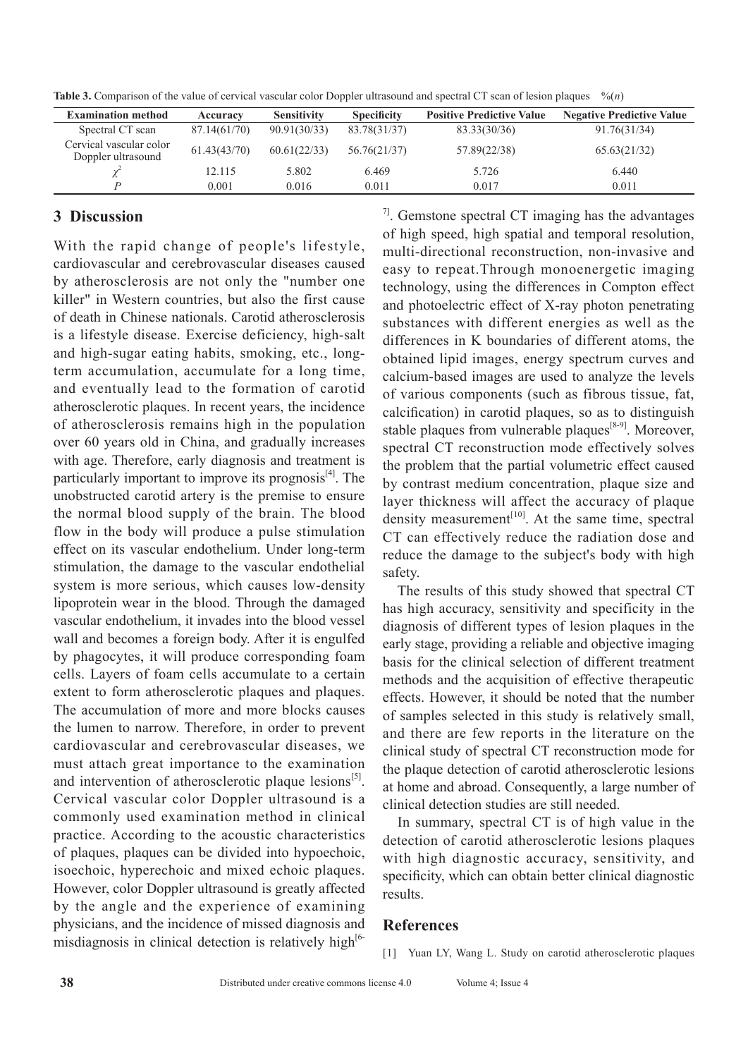**Table 3.** Comparison of the value of cervical vascular color Doppler ultrasound and spectral CT scan of lesion plaques %($n$)

| Examination method | Accuracy | Sensitivity | Specificity | Positive Predictive Value | Negative Predictive Value |
|---|---|---|---|---|---|
| Spectral CT scan | 87.14(61/70) | 90.91(30/33) | 83.78(31/37) | 83.33(30/36) | 91.76(31/34) |
| Cervical vascular color Doppler ultrasound | 61.43(43/70) | 60.61(22/33) | 56.76(21/37) | 57.89(22/38) | 65.63(21/32) |
| $\chi^2$ | 12.115 | 5.802 | 6.469 | 5.726 | 6.440 |
| $P$ | 0.001 | 0.016 | 0.011 | 0.017 | 0.011 |

## 3 Discussion

With the rapid change of people's lifestyle, cardiovascular and cerebrovascular diseases caused by atherosclerosis are not only the "number one killer" in Western countries, but also the first cause of death in Chinese nationals. Carotid atherosclerosis is a lifestyle disease. Exercise deficiency, high-salt and high-sugar eating habits, smoking, etc., long-term accumulation, accumulate for a long time, and eventually lead to the formation of carotid atherosclerotic plaques. In recent years, the incidence of atherosclerosis remains high in the population over 60 years old in China, and gradually increases with age. Therefore, early diagnosis and treatment is particularly important to improve its prognosis[4]. The unobstructed carotid artery is the premise to ensure the normal blood supply of the brain. The blood flow in the body will produce a pulse stimulation effect on its vascular endothelium. Under long-term stimulation, the damage to the vascular endothelial system is more serious, which causes low-density lipoprotein wear in the blood. Through the damaged vascular endothelium, it invades into the blood vessel wall and becomes a foreign body. After it is engulfed by phagocytes, it will produce corresponding foam cells. Layers of foam cells accumulate to a certain extent to form atherosclerotic plaques and plaques. The accumulation of more and more blocks causes the lumen to narrow. Therefore, in order to prevent cardiovascular and cerebrovascular diseases, we must attach great importance to the examination and intervention of atherosclerotic plaque lesions[5]. Cervical vascular color Doppler ultrasound is a commonly used examination method in clinical practice. According to the acoustic characteristics of plaques, plaques can be divided into hypoechoic, isoechoic, hyperechoic and mixed echoic plaques. However, color Doppler ultrasound is greatly affected by the angle and the experience of examining physicians, and the incidence of missed diagnosis and misdiagnosis in clinical detection is relatively high[6-7]. Gemstone spectral CT imaging has the advantages of high speed, high spatial and temporal resolution, multi-directional reconstruction, non-invasive and easy to repeat.Through monoenergetic imaging technology, using the differences in Compton effect and photoelectric effect of X-ray photon penetrating substances with different energies as well as the differences in K boundaries of different atoms, the obtained lipid images, energy spectrum curves and calcium-based images are used to analyze the levels of various components (such as fibrous tissue, fat, calcification) in carotid plaques, so as to distinguish stable plaques from vulnerable plaques[8-9]. Moreover, spectral CT reconstruction mode effectively solves the problem that the partial volumetric effect caused by contrast medium concentration, plaque size and layer thickness will affect the accuracy of plaque density measurement[10]. At the same time, spectral CT can effectively reduce the radiation dose and reduce the damage to the subject's body with high safety.

The results of this study showed that spectral CT has high accuracy, sensitivity and specificity in the diagnosis of different types of lesion plaques in the early stage, providing a reliable and objective imaging basis for the clinical selection of different treatment methods and the acquisition of effective therapeutic effects. However, it should be noted that the number of samples selected in this study is relatively small, and there are few reports in the literature on the clinical study of spectral CT reconstruction mode for the plaque detection of carotid atherosclerotic lesions at home and abroad. Consequently, a large number of clinical detection studies are still needed.

In summary, spectral CT is of high value in the detection of carotid atherosclerotic lesions plaques with high diagnostic accuracy, sensitivity, and specificity, which can obtain better clinical diagnostic results.

## References

[1] Yuan LY, Wang L. Study on carotid atherosclerotic plaques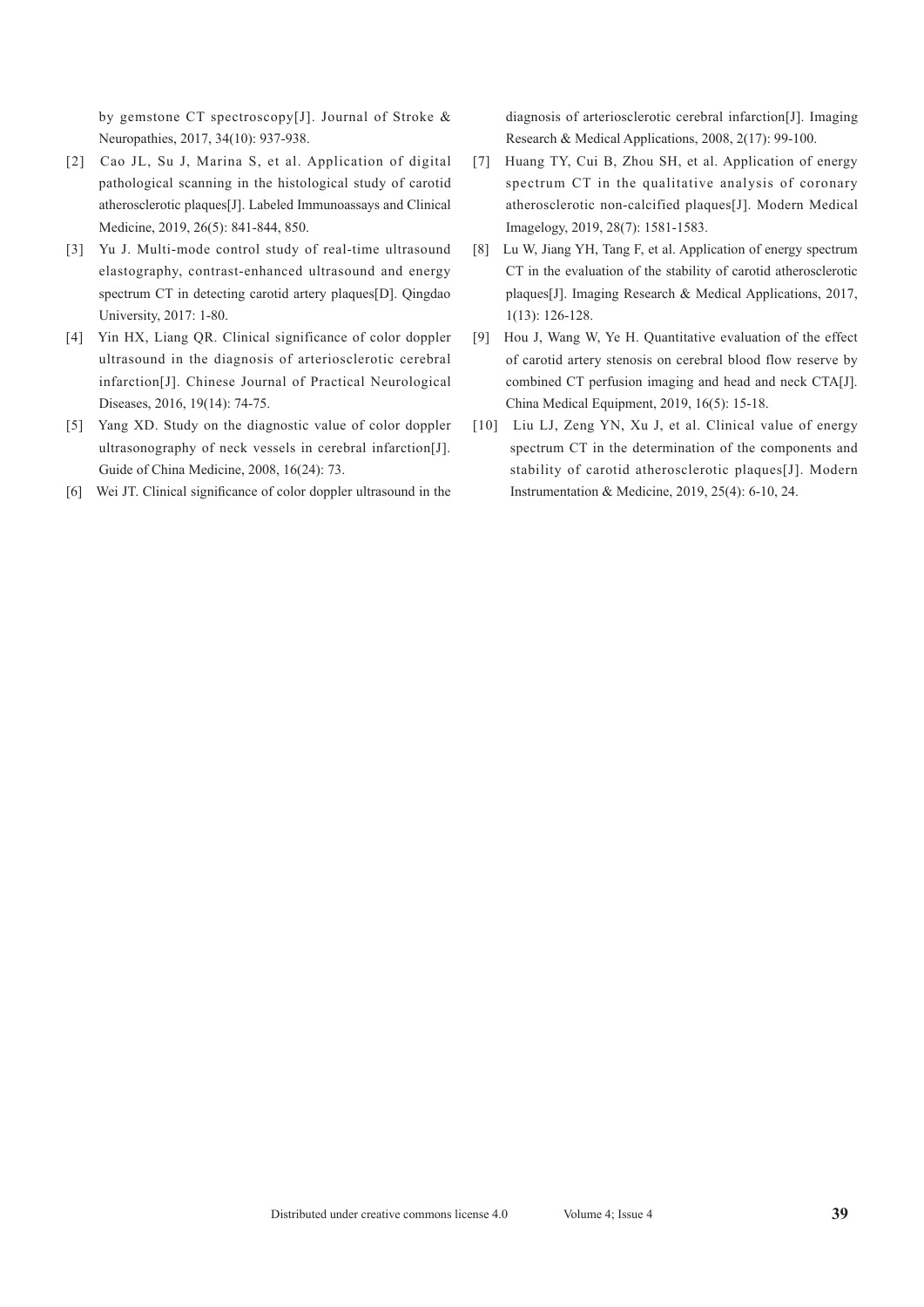by gemstone CT spectroscopy[J]. Journal of Stroke & Neuropathies, 2017, 34(10): 937-938.

[2] Cao JL, Su J, Marina S, et al. Application of digital pathological scanning in the histological study of carotid atherosclerotic plaques[J]. Labeled Immunoassays and Clinical Medicine, 2019, 26(5): 841-844, 850.

[3] Yu J. Multi-mode control study of real-time ultrasound elastography, contrast-enhanced ultrasound and energy spectrum CT in detecting carotid artery plaques[D]. Qingdao University, 2017: 1-80.

[4] Yin HX, Liang QR. Clinical significance of color doppler ultrasound in the diagnosis of arteriosclerotic cerebral infarction[J]. Chinese Journal of Practical Neurological Diseases, 2016, 19(14): 74-75.

[5] Yang XD. Study on the diagnostic value of color doppler ultrasonography of neck vessels in cerebral infarction[J]. Guide of China Medicine, 2008, 16(24): 73.

[6] Wei JT. Clinical significance of color doppler ultrasound in the diagnosis of arteriosclerotic cerebral infarction[J]. Imaging Research & Medical Applications, 2008, 2(17): 99-100.

[7] Huang TY, Cui B, Zhou SH, et al. Application of energy spectrum CT in the qualitative analysis of coronary atherosclerotic non-calcified plaques[J]. Modern Medical Imagelogy, 2019, 28(7): 1581-1583.

[8] Lu W, Jiang YH, Tang F, et al. Application of energy spectrum CT in the evaluation of the stability of carotid atherosclerotic plaques[J]. Imaging Research & Medical Applications, 2017, 1(13): 126-128.

[9] Hou J, Wang W, Ye H. Quantitative evaluation of the effect of carotid artery stenosis on cerebral blood flow reserve by combined CT perfusion imaging and head and neck CTA[J]. China Medical Equipment, 2019, 16(5): 15-18.

[10] Liu LJ, Zeng YN, Xu J, et al. Clinical value of energy spectrum CT in the determination of the components and stability of carotid atherosclerotic plaques[J]. Modern Instrumentation & Medicine, 2019, 25(4): 6-10, 24.